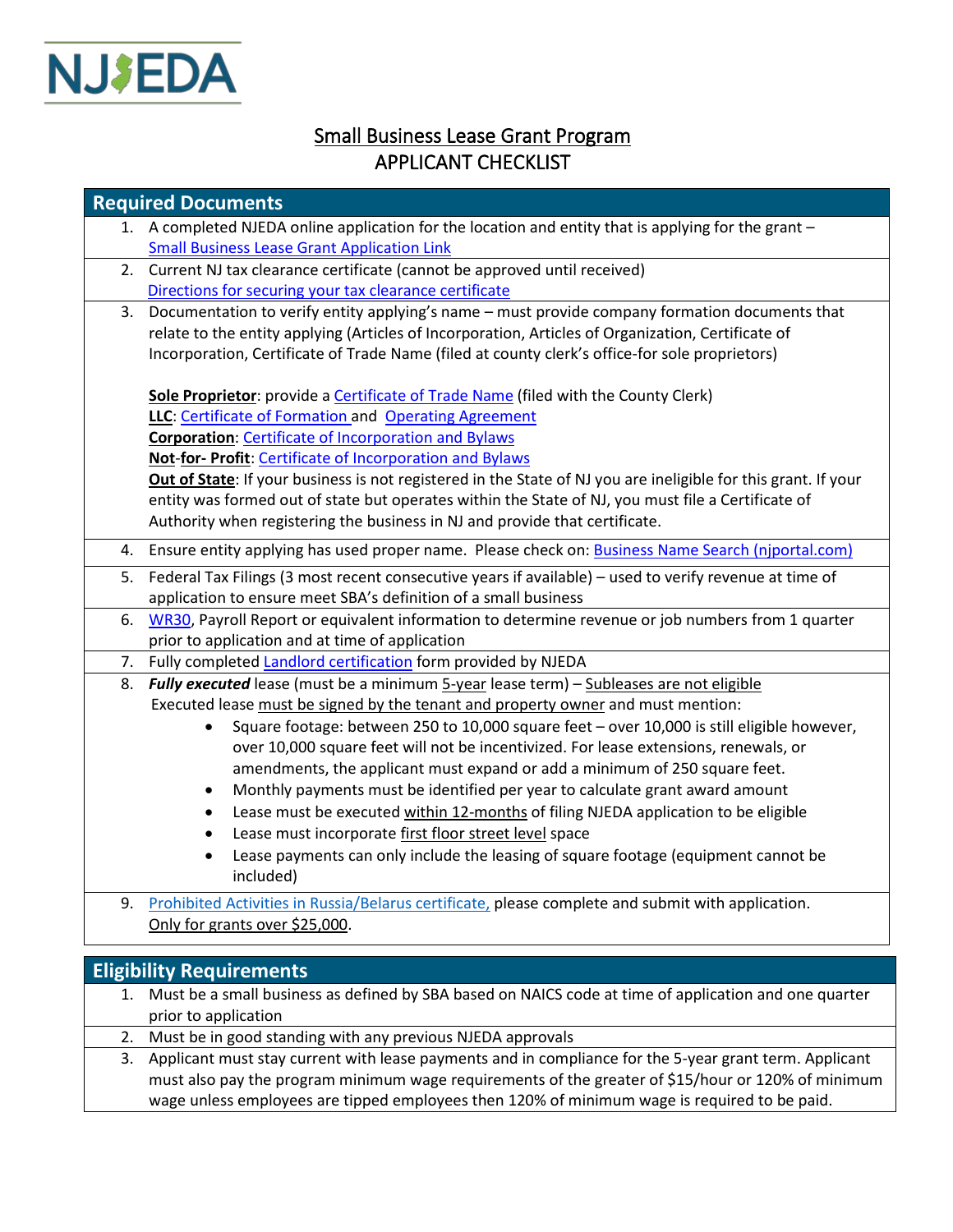NJEDA

# Small Business Lease Grant Program
## APPLICANT CHECKLIST

### Required Documents

1. A completed NJEDA online application for the location and entity that is applying for the grant – Small Business Lease Grant Application Link
2. Current NJ tax clearance certificate (cannot be approved until received)
   Directions for securing your tax clearance certificate
3. Documentation to verify entity applying's name – must provide company formation documents that relate to the entity applying (Articles of Incorporation, Articles of Organization, Certificate of Incorporation, Certificate of Trade Name (filed at county clerk's office-for sole proprietors)

   **Sole Proprietor**: provide a Certificate of Trade Name (filed with the County Clerk)
   **LLC**: Certificate of Formation and Operating Agreement
   **Corporation**: Certificate of Incorporation and Bylaws
   **Not-for- Profit**: Certificate of Incorporation and Bylaws
   **Out of State**: If your business is not registered in the State of NJ you are ineligible for this grant. If your entity was formed out of state but operates within the State of NJ, you must file a Certificate of Authority when registering the business in NJ and provide that certificate.
4. Ensure entity applying has used proper name. Please check on: Business Name Search (njportal.com)
5. Federal Tax Filings (3 most recent consecutive years if available) – used to verify revenue at time of application to ensure meet SBA's definition of a small business
6. WR30, Payroll Report or equivalent information to determine revenue or job numbers from 1 quarter prior to application and at time of application
7. Fully completed Landlord certification form provided by NJEDA
8. ***Fully executed*** lease (must be a minimum 5-year lease term) – Subleases are not eligible
   Executed lease must be signed by the tenant and property owner and must mention:
   - Square footage: between 250 to 10,000 square feet – over 10,000 is still eligible however, over 10,000 square feet will not be incentivized. For lease extensions, renewals, or amendments, the applicant must expand or add a minimum of 250 square feet.
   - Monthly payments must be identified per year to calculate grant award amount
   - Lease must be executed within 12-months of filing NJEDA application to be eligible
   - Lease must incorporate first floor street level space
   - Lease payments can only include the leasing of square footage (equipment cannot be included)
9. Prohibited Activities in Russia/Belarus certificate, please complete and submit with application. Only for grants over $25,000.

### Eligibility Requirements

1. Must be a small business as defined by SBA based on NAICS code at time of application and one quarter prior to application
2. Must be in good standing with any previous NJEDA approvals
3. Applicant must stay current with lease payments and in compliance for the 5-year grant term. Applicant must also pay the program minimum wage requirements of the greater of $15/hour or 120% of minimum wage unless employees are tipped employees then 120% of minimum wage is required to be paid.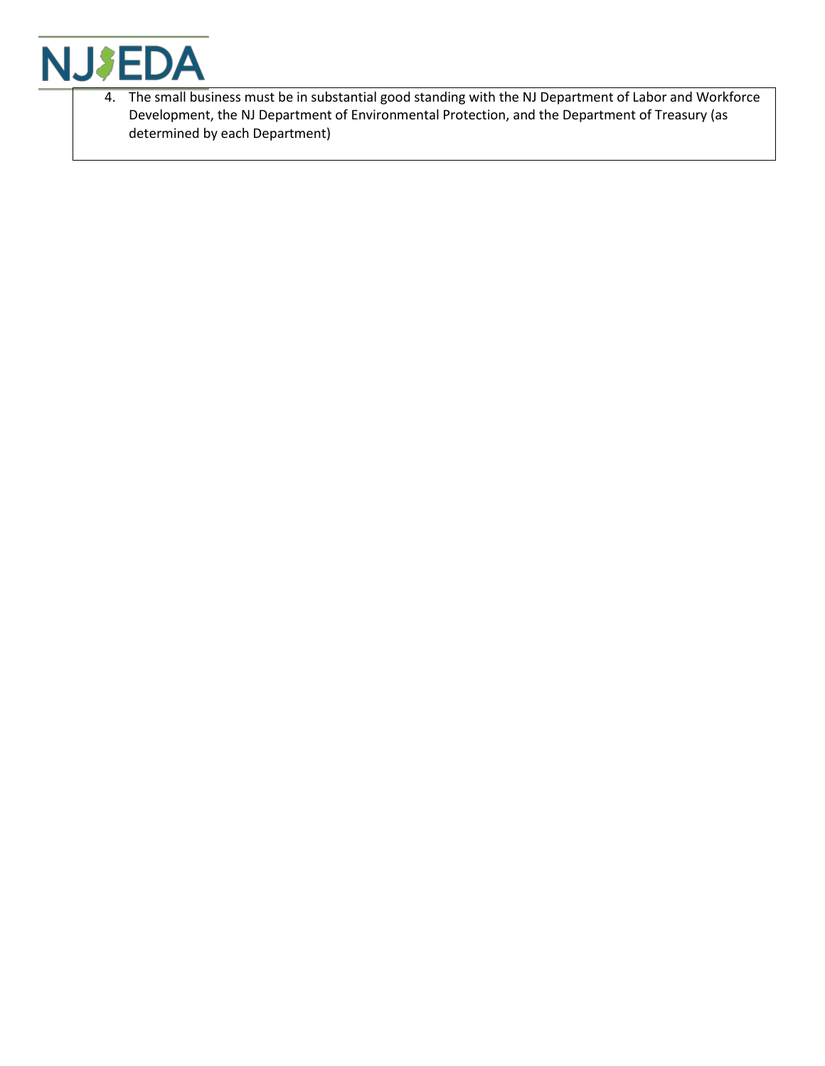4. The small business must be in substantial good standing with the NJ Department of Labor and Workforce Development, the NJ Department of Environmental Protection, and the Department of Treasury (as determined by each Department)